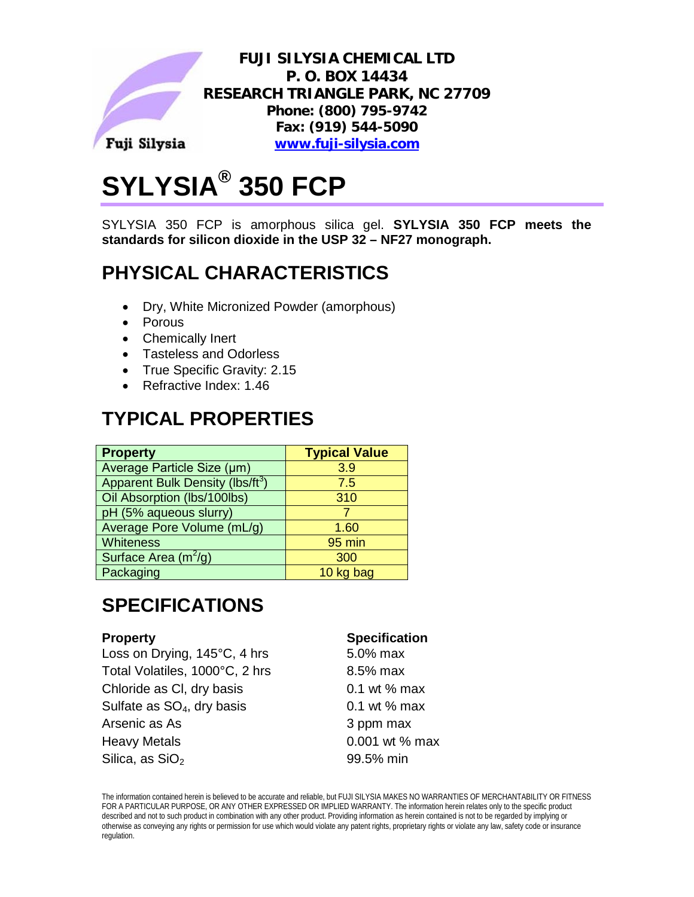**FUJI SILYSIA CHEMICAL LTD**
**P. O. BOX 14434**
**RESEARCH TRIANGLE PARK, NC 27709**
**Phone: (800) 795-9742**
**Fax: (919) 544-5090**
**www.fuji-silysia.com**

# SYLYSIA® 350 FCP

SYLYSIA 350 FCP is amorphous silica gel. **SYLYSIA 350 FCP meets the standards for silicon dioxide in the USP 32 – NF27 monograph.**

## PHYSICAL CHARACTERISTICS

- Dry, White Micronized Powder (amorphous)
- Porous
- Chemically Inert
- Tasteless and Odorless
- True Specific Gravity: 2.15
- Refractive Index: 1.46

## TYPICAL PROPERTIES

| Property | Typical Value |
|---|---|
| Average Particle Size (µm) | 3.9 |
| Apparent Bulk Density (lbs/ft$^3$) | 7.5 |
| Oil Absorption (lbs/100lbs) | 310 |
| pH (5% aqueous slurry) | 7 |
| Average Pore Volume (mL/g) | 1.60 |
| Whiteness | 95 min |
| Surface Area (m$^2$/g) | 300 |
| Packaging | 10 kg bag |

## SPECIFICATIONS

| Property | Specification |
|---|---|
| Loss on Drying, 145°C, 4 hrs | 5.0% max |
| Total Volatiles, 1000°C, 2 hrs | 8.5% max |
| Chloride as Cl, dry basis | 0.1 wt % max |
| Sulfate as $SO_4$, dry basis | 0.1 wt % max |
| Arsenic as As | 3 ppm max |
| Heavy Metals | 0.001 wt % max |
| Silica, as $SiO_2$ | 99.5% min |

The information contained herein is believed to be accurate and reliable, but FUJI SILYSIA MAKES NO WARRANTIES OF MERCHANTABILITY OR FITNESS FOR A PARTICULAR PURPOSE, OR ANY OTHER EXPRESSED OR IMPLIED WARRANTY. The information herein relates only to the specific product described and not to such product in combination with any other product. Providing information as herein contained is not to be regarded by implying or otherwise as conveying any rights or permission for use which would violate any patent rights, proprietary rights or violate any law, safety code or insurance regulation.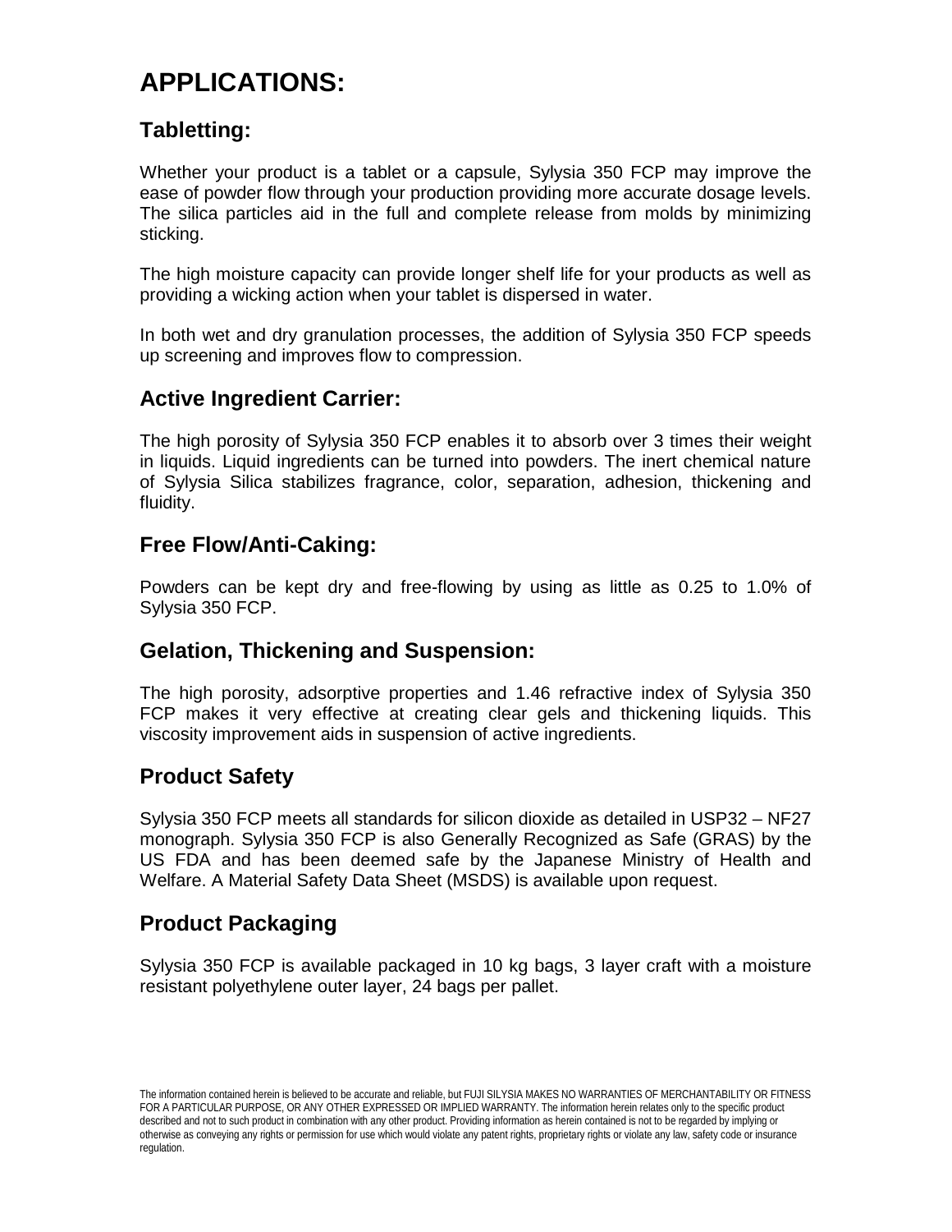# APPLICATIONS:

## Tabletting:

Whether your product is a tablet or a capsule, Sylysia 350 FCP may improve the ease of powder flow through your production providing more accurate dosage levels. The silica particles aid in the full and complete release from molds by minimizing sticking.

The high moisture capacity can provide longer shelf life for your products as well as providing a wicking action when your tablet is dispersed in water.

In both wet and dry granulation processes, the addition of Sylysia 350 FCP speeds up screening and improves flow to compression.

## Active Ingredient Carrier:

The high porosity of Sylysia 350 FCP enables it to absorb over 3 times their weight in liquids. Liquid ingredients can be turned into powders. The inert chemical nature of Sylysia Silica stabilizes fragrance, color, separation, adhesion, thickening and fluidity.

## Free Flow/Anti-Caking:

Powders can be kept dry and free-flowing by using as little as 0.25 to 1.0% of Sylysia 350 FCP.

## Gelation, Thickening and Suspension:

The high porosity, adsorptive properties and 1.46 refractive index of Sylysia 350 FCP makes it very effective at creating clear gels and thickening liquids. This viscosity improvement aids in suspension of active ingredients.

## Product Safety

Sylysia 350 FCP meets all standards for silicon dioxide as detailed in USP32 – NF27 monograph. Sylysia 350 FCP is also Generally Recognized as Safe (GRAS) by the US FDA and has been deemed safe by the Japanese Ministry of Health and Welfare. A Material Safety Data Sheet (MSDS) is available upon request.

## Product Packaging

Sylysia 350 FCP is available packaged in 10 kg bags, 3 layer craft with a moisture resistant polyethylene outer layer, 24 bags per pallet.

The information contained herein is believed to be accurate and reliable, but FUJI SILYSIA MAKES NO WARRANTIES OF MERCHANTABILITY OR FITNESS FOR A PARTICULAR PURPOSE, OR ANY OTHER EXPRESSED OR IMPLIED WARRANTY. The information herein relates only to the specific product described and not to such product in combination with any other product. Providing information as herein contained is not to be regarded by implying or otherwise as conveying any rights or permission for use which would violate any patent rights, proprietary rights or violate any law, safety code or insurance regulation.